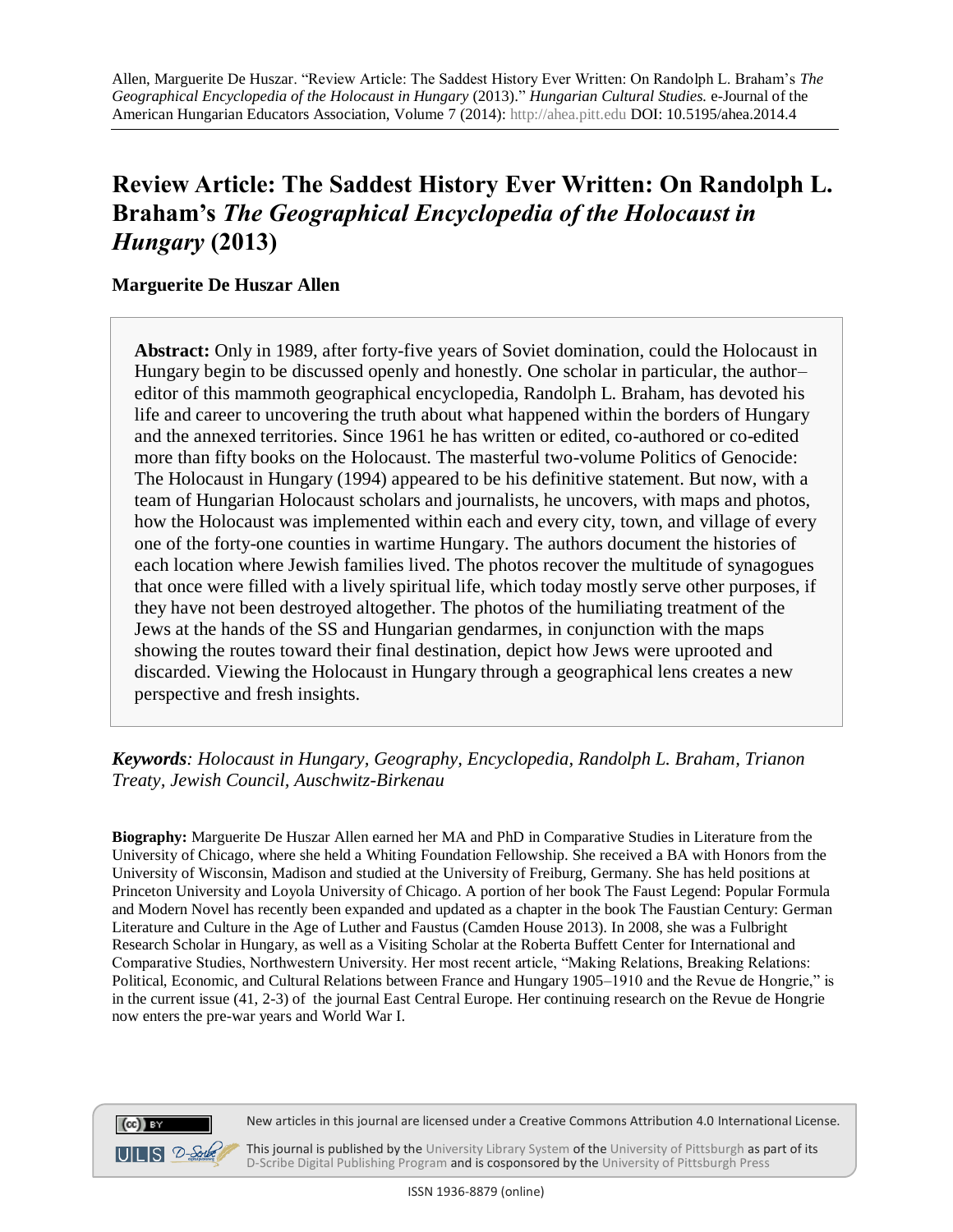Allen, Marguerite De Huszar. "Review Article: The Saddest History Ever Written: On Randolph L. Braham's *The Geographical Encyclopedia of the Holocaust in Hungary* (2013)." *Hungarian Cultural Studies.* e-Journal of the American Hungarian Educators Association, Volume 7 (2014): http://ahea.pitt.edu DOI: 10.5195/ahea.2014.4

# Review Article: The Saddest History Ever Written: On Randolph L. Braham's *The Geographical Encyclopedia of the Holocaust in Hungary* (2013)

**Marguerite De Huszar Allen**

**Abstract:** Only in 1989, after forty-five years of Soviet domination, could the Holocaust in Hungary begin to be discussed openly and honestly. One scholar in particular, the author–editor of this mammoth geographical encyclopedia, Randolph L. Braham, has devoted his life and career to uncovering the truth about what happened within the borders of Hungary and the annexed territories. Since 1961 he has written or edited, co-authored or co-edited more than fifty books on the Holocaust. The masterful two-volume Politics of Genocide: The Holocaust in Hungary (1994) appeared to be his definitive statement. But now, with a team of Hungarian Holocaust scholars and journalists, he uncovers, with maps and photos, how the Holocaust was implemented within each and every city, town, and village of every one of the forty-one counties in wartime Hungary. The authors document the histories of each location where Jewish families lived. The photos recover the multitude of synagogues that once were filled with a lively spiritual life, which today mostly serve other purposes, if they have not been destroyed altogether. The photos of the humiliating treatment of the Jews at the hands of the SS and Hungarian gendarmes, in conjunction with the maps showing the routes toward their final destination, depict how Jews were uprooted and discarded. Viewing the Holocaust in Hungary through a geographical lens creates a new perspective and fresh insights.

***Keywords**: Holocaust in Hungary, Geography, Encyclopedia, Randolph L. Braham, Trianon Treaty, Jewish Council, Auschwitz-Birkenau*

**Biography:** Marguerite De Huszar Allen earned her MA and PhD in Comparative Studies in Literature from the University of Chicago, where she held a Whiting Foundation Fellowship. She received a BA with Honors from the University of Wisconsin, Madison and studied at the University of Freiburg, Germany. She has held positions at Princeton University and Loyola University of Chicago. A portion of her book The Faust Legend: Popular Formula and Modern Novel has recently been expanded and updated as a chapter in the book The Faustian Century: German Literature and Culture in the Age of Luther and Faustus (Camden House 2013). In 2008, she was a Fulbright Research Scholar in Hungary, as well as a Visiting Scholar at the Roberta Buffett Center for International and Comparative Studies, Northwestern University. Her most recent article, "Making Relations, Breaking Relations: Political, Economic, and Cultural Relations between France and Hungary 1905–1910 and the Revue de Hongrie," is in the current issue (41, 2-3) of the journal East Central Europe. Her continuing research on the Revue de Hongrie now enters the pre-war years and World War I.

New articles in this journal are licensed under a Creative Commons Attribution 4.0 International License.

This journal is published by the University Library System of the University of Pittsburgh as part of its D-Scribe Digital Publishing Program and is cosponsored by the University of Pittsburgh Press

ISSN 1936-8879 (online)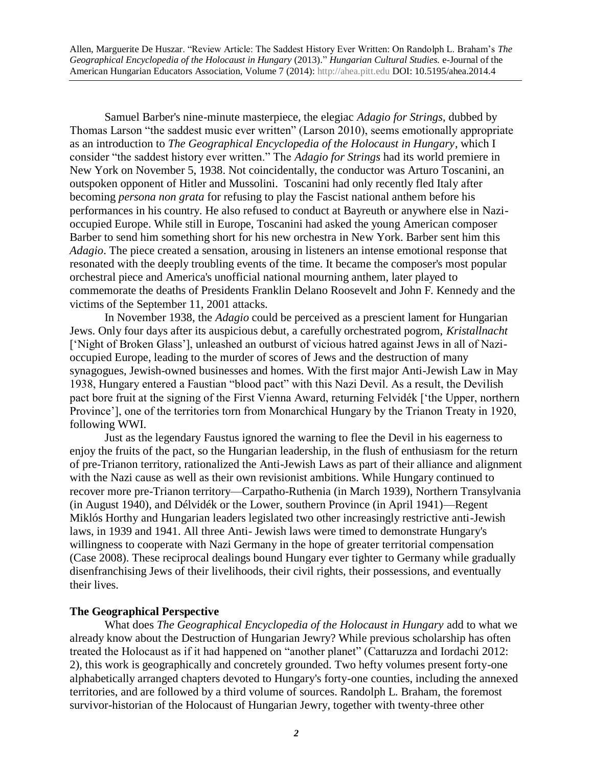Samuel Barber's nine-minute masterpiece, the elegiac *Adagio for Strings*, dubbed by Thomas Larson "the saddest music ever written" (Larson 2010), seems emotionally appropriate as an introduction to *The Geographical Encyclopedia of the Holocaust in Hungary*, which I consider "the saddest history ever written." The *Adagio for Strings* had its world premiere in New York on November 5, 1938. Not coincidentally, the conductor was Arturo Toscanini, an outspoken opponent of Hitler and Mussolini. Toscanini had only recently fled Italy after becoming *persona non grata* for refusing to play the Fascist national anthem before his performances in his country. He also refused to conduct at Bayreuth or anywhere else in Nazi-occupied Europe. While still in Europe, Toscanini had asked the young American composer Barber to send him something short for his new orchestra in New York. Barber sent him this *Adagio*. The piece created a sensation, arousing in listeners an intense emotional response that resonated with the deeply troubling events of the time. It became the composer's most popular orchestral piece and America's unofficial national mourning anthem, later played to commemorate the deaths of Presidents Franklin Delano Roosevelt and John F. Kennedy and the victims of the September 11, 2001 attacks.

In November 1938, the *Adagio* could be perceived as a prescient lament for Hungarian Jews. Only four days after its auspicious debut, a carefully orchestrated pogrom, *Kristallnacht* ['Night of Broken Glass'], unleashed an outburst of vicious hatred against Jews in all of Nazi-occupied Europe, leading to the murder of scores of Jews and the destruction of many synagogues, Jewish-owned businesses and homes. With the first major Anti-Jewish Law in May 1938, Hungary entered a Faustian "blood pact" with this Nazi Devil. As a result, the Devilish pact bore fruit at the signing of the First Vienna Award, returning Felvidék ['the Upper, northern Province'], one of the territories torn from Monarchical Hungary by the Trianon Treaty in 1920, following WWI.

Just as the legendary Faustus ignored the warning to flee the Devil in his eagerness to enjoy the fruits of the pact, so the Hungarian leadership, in the flush of enthusiasm for the return of pre-Trianon territory, rationalized the Anti-Jewish Laws as part of their alliance and alignment with the Nazi cause as well as their own revisionist ambitions. While Hungary continued to recover more pre-Trianon territory—Carpatho-Ruthenia (in March 1939), Northern Transylvania (in August 1940), and Délvidék or the Lower, southern Province (in April 1941)—Regent Miklós Horthy and Hungarian leaders legislated two other increasingly restrictive anti-Jewish laws, in 1939 and 1941. All three Anti- Jewish laws were timed to demonstrate Hungary's willingness to cooperate with Nazi Germany in the hope of greater territorial compensation (Case 2008). These reciprocal dealings bound Hungary ever tighter to Germany while gradually disenfranchising Jews of their livelihoods, their civil rights, their possessions, and eventually their lives.

**The Geographical Perspective**

What does *The Geographical Encyclopedia of the Holocaust in Hungary* add to what we already know about the Destruction of Hungarian Jewry? While previous scholarship has often treated the Holocaust as if it had happened on "another planet" (Cattaruzza and Iordachi 2012: 2), this work is geographically and concretely grounded. Two hefty volumes present forty-one alphabetically arranged chapters devoted to Hungary's forty-one counties, including the annexed territories, and are followed by a third volume of sources. Randolph L. Braham, the foremost survivor-historian of the Holocaust of Hungarian Jewry, together with twenty-three other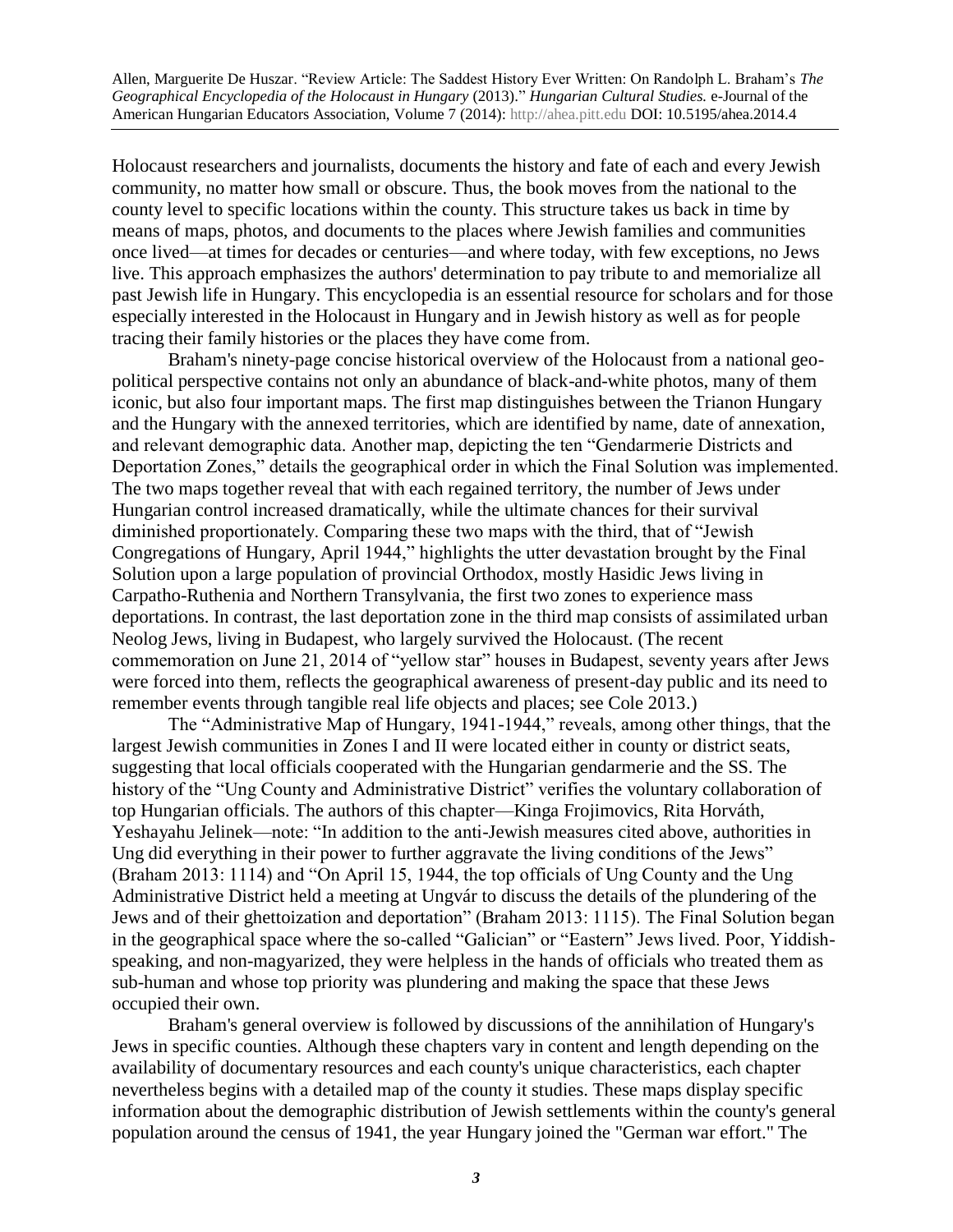Holocaust researchers and journalists, documents the history and fate of each and every Jewish community, no matter how small or obscure. Thus, the book moves from the national to the county level to specific locations within the county. This structure takes us back in time by means of maps, photos, and documents to the places where Jewish families and communities once lived—at times for decades or centuries—and where today, with few exceptions, no Jews live. This approach emphasizes the authors' determination to pay tribute to and memorialize all past Jewish life in Hungary. This encyclopedia is an essential resource for scholars and for those especially interested in the Holocaust in Hungary and in Jewish history as well as for people tracing their family histories or the places they have come from.

Braham's ninety-page concise historical overview of the Holocaust from a national geo-political perspective contains not only an abundance of black-and-white photos, many of them iconic, but also four important maps. The first map distinguishes between the Trianon Hungary and the Hungary with the annexed territories, which are identified by name, date of annexation, and relevant demographic data. Another map, depicting the ten "Gendarmerie Districts and Deportation Zones," details the geographical order in which the Final Solution was implemented. The two maps together reveal that with each regained territory, the number of Jews under Hungarian control increased dramatically, while the ultimate chances for their survival diminished proportionately. Comparing these two maps with the third, that of "Jewish Congregations of Hungary, April 1944," highlights the utter devastation brought by the Final Solution upon a large population of provincial Orthodox, mostly Hasidic Jews living in Carpatho-Ruthenia and Northern Transylvania, the first two zones to experience mass deportations. In contrast, the last deportation zone in the third map consists of assimilated urban Neolog Jews, living in Budapest, who largely survived the Holocaust. (The recent commemoration on June 21, 2014 of "yellow star" houses in Budapest, seventy years after Jews were forced into them, reflects the geographical awareness of present-day public and its need to remember events through tangible real life objects and places; see Cole 2013.)

The "Administrative Map of Hungary, 1941-1944," reveals, among other things, that the largest Jewish communities in Zones I and II were located either in county or district seats, suggesting that local officials cooperated with the Hungarian gendarmerie and the SS. The history of the "Ung County and Administrative District" verifies the voluntary collaboration of top Hungarian officials. The authors of this chapter—Kinga Frojimovics, Rita Horváth, Yeshayahu Jelinek—note: "In addition to the anti-Jewish measures cited above, authorities in Ung did everything in their power to further aggravate the living conditions of the Jews" (Braham 2013: 1114) and "On April 15, 1944, the top officials of Ung County and the Ung Administrative District held a meeting at Ungvár to discuss the details of the plundering of the Jews and of their ghettoization and deportation" (Braham 2013: 1115). The Final Solution began in the geographical space where the so-called "Galician" or "Eastern" Jews lived. Poor, Yiddish-speaking, and non-magyarized, they were helpless in the hands of officials who treated them as sub-human and whose top priority was plundering and making the space that these Jews occupied their own.

Braham's general overview is followed by discussions of the annihilation of Hungary's Jews in specific counties. Although these chapters vary in content and length depending on the availability of documentary resources and each county's unique characteristics, each chapter nevertheless begins with a detailed map of the county it studies. These maps display specific information about the demographic distribution of Jewish settlements within the county's general population around the census of 1941, the year Hungary joined the "German war effort." The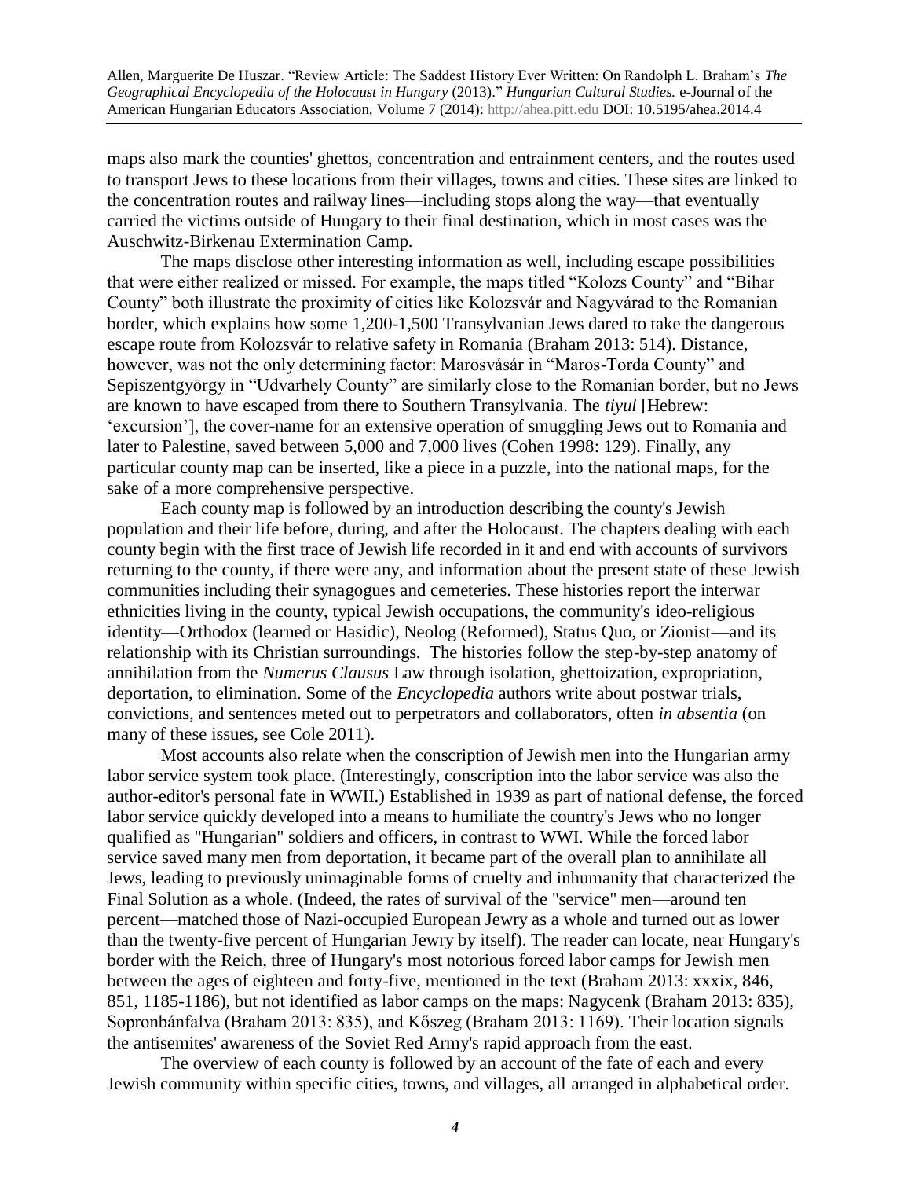maps also mark the counties' ghettos, concentration and entrainment centers, and the routes used to transport Jews to these locations from their villages, towns and cities. These sites are linked to the concentration routes and railway lines—including stops along the way—that eventually carried the victims outside of Hungary to their final destination, which in most cases was the Auschwitz-Birkenau Extermination Camp.

The maps disclose other interesting information as well, including escape possibilities that were either realized or missed. For example, the maps titled "Kolozs County" and "Bihar County" both illustrate the proximity of cities like Kolozsvár and Nagyvárad to the Romanian border, which explains how some 1,200-1,500 Transylvanian Jews dared to take the dangerous escape route from Kolozsvár to relative safety in Romania (Braham 2013: 514). Distance, however, was not the only determining factor: Marosvásár in "Maros-Torda County" and Sepiszentgyörgy in "Udvarhely County" are similarly close to the Romanian border, but no Jews are known to have escaped from there to Southern Transylvania. The *tiyul* [Hebrew: 'excursion'], the cover-name for an extensive operation of smuggling Jews out to Romania and later to Palestine, saved between 5,000 and 7,000 lives (Cohen 1998: 129). Finally, any particular county map can be inserted, like a piece in a puzzle, into the national maps, for the sake of a more comprehensive perspective.

Each county map is followed by an introduction describing the county's Jewish population and their life before, during, and after the Holocaust. The chapters dealing with each county begin with the first trace of Jewish life recorded in it and end with accounts of survivors returning to the county, if there were any, and information about the present state of these Jewish communities including their synagogues and cemeteries. These histories report the interwar ethnicities living in the county, typical Jewish occupations, the community's ideo-religious identity—Orthodox (learned or Hasidic), Neolog (Reformed), Status Quo, or Zionist—and its relationship with its Christian surroundings. The histories follow the step-by-step anatomy of annihilation from the *Numerus Clausus* Law through isolation, ghettoization, expropriation, deportation, to elimination. Some of the *Encyclopedia* authors write about postwar trials, convictions, and sentences meted out to perpetrators and collaborators, often *in absentia* (on many of these issues, see Cole 2011).

Most accounts also relate when the conscription of Jewish men into the Hungarian army labor service system took place. (Interestingly, conscription into the labor service was also the author-editor's personal fate in WWII.) Established in 1939 as part of national defense, the forced labor service quickly developed into a means to humiliate the country's Jews who no longer qualified as "Hungarian" soldiers and officers, in contrast to WWI. While the forced labor service saved many men from deportation, it became part of the overall plan to annihilate all Jews, leading to previously unimaginable forms of cruelty and inhumanity that characterized the Final Solution as a whole. (Indeed, the rates of survival of the "service" men—around ten percent—matched those of Nazi-occupied European Jewry as a whole and turned out as lower than the twenty-five percent of Hungarian Jewry by itself). The reader can locate, near Hungary's border with the Reich, three of Hungary's most notorious forced labor camps for Jewish men between the ages of eighteen and forty-five, mentioned in the text (Braham 2013: xxxix, 846, 851, 1185-1186), but not identified as labor camps on the maps: Nagycenk (Braham 2013: 835), Sopronbánfalva (Braham 2013: 835), and Kőszeg (Braham 2013: 1169). Their location signals the antisemites' awareness of the Soviet Red Army's rapid approach from the east.

The overview of each county is followed by an account of the fate of each and every Jewish community within specific cities, towns, and villages, all arranged in alphabetical order.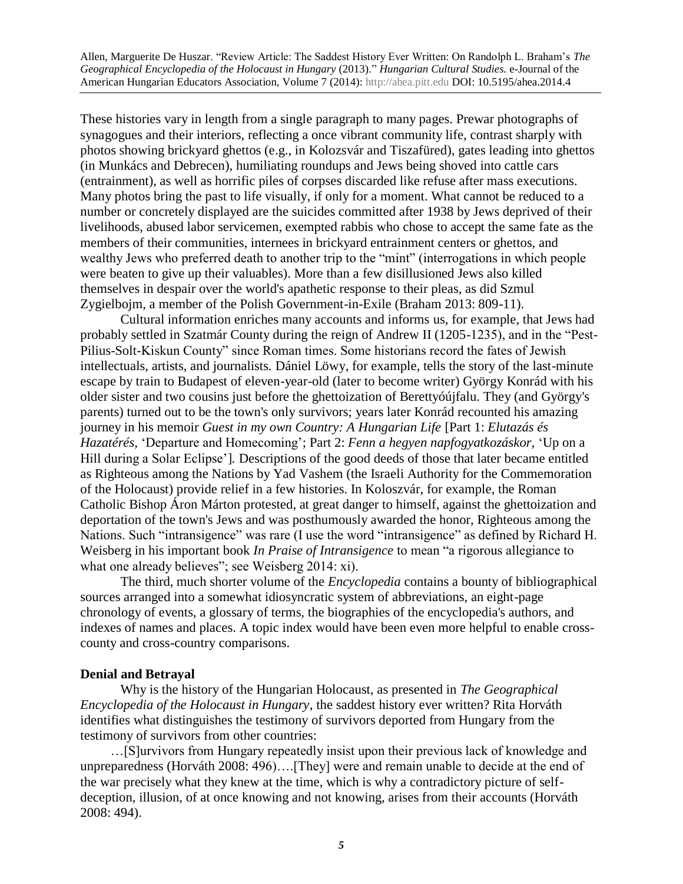These histories vary in length from a single paragraph to many pages. Prewar photographs of synagogues and their interiors, reflecting a once vibrant community life, contrast sharply with photos showing brickyard ghettos (e.g., in Kolozsvár and Tiszafüred), gates leading into ghettos (in Munkács and Debrecen), humiliating roundups and Jews being shoved into cattle cars (entrainment), as well as horrific piles of corpses discarded like refuse after mass executions. Many photos bring the past to life visually, if only for a moment. What cannot be reduced to a number or concretely displayed are the suicides committed after 1938 by Jews deprived of their livelihoods, abused labor servicemen, exempted rabbis who chose to accept the same fate as the members of their communities, internees in brickyard entrainment centers or ghettos, and wealthy Jews who preferred death to another trip to the "mint" (interrogations in which people were beaten to give up their valuables). More than a few disillusioned Jews also killed themselves in despair over the world's apathetic response to their pleas, as did Szmul Zygielbojm, a member of the Polish Government-in-Exile (Braham 2013: 809-11).

Cultural information enriches many accounts and informs us, for example, that Jews had probably settled in Szatmár County during the reign of Andrew II (1205-1235), and in the "Pest-Pilius-Solt-Kiskun County" since Roman times. Some historians record the fates of Jewish intellectuals, artists, and journalists. Dániel Löwy, for example, tells the story of the last-minute escape by train to Budapest of eleven-year-old (later to become writer) György Konrád with his older sister and two cousins just before the ghettoization of Berettyóújfalu. They (and György's parents) turned out to be the town's only survivors; years later Konrád recounted his amazing journey in his memoir *Guest in my own Country: A Hungarian Life* [Part 1: *Elutazás és Hazatérés,* 'Departure and Homecoming'; Part 2: *Fenn a hegyen napfogyatkozáskor,* 'Up on a Hill during a Solar Eclipse']. Descriptions of the good deeds of those that later became entitled as Righteous among the Nations by Yad Vashem (the Israeli Authority for the Commemoration of the Holocaust) provide relief in a few histories. In Koloszvár, for example, the Roman Catholic Bishop Áron Márton protested, at great danger to himself, against the ghettoization and deportation of the town's Jews and was posthumously awarded the honor, Righteous among the Nations. Such "intransigence" was rare (I use the word "intransigence" as defined by Richard H. Weisberg in his important book *In Praise of Intransigence* to mean "a rigorous allegiance to what one already believes"; see Weisberg 2014: xi).

The third, much shorter volume of the *Encyclopedia* contains a bounty of bibliographical sources arranged into a somewhat idiosyncratic system of abbreviations, an eight-page chronology of events, a glossary of terms, the biographies of the encyclopedia's authors, and indexes of names and places. A topic index would have been even more helpful to enable cross-county and cross-country comparisons.

**Denial and Betrayal**

Why is the history of the Hungarian Holocaust, as presented in *The Geographical Encyclopedia of the Holocaust in Hungary*, the saddest history ever written? Rita Horváth identifies what distinguishes the testimony of survivors deported from Hungary from the testimony of survivors from other countries:

> …[S]urvivors from Hungary repeatedly insist upon their previous lack of knowledge and unpreparedness (Horváth 2008: 496)….[They] were and remain unable to decide at the end of the war precisely what they knew at the time, which is why a contradictory picture of self-deception, illusion, of at once knowing and not knowing, arises from their accounts (Horváth 2008: 494).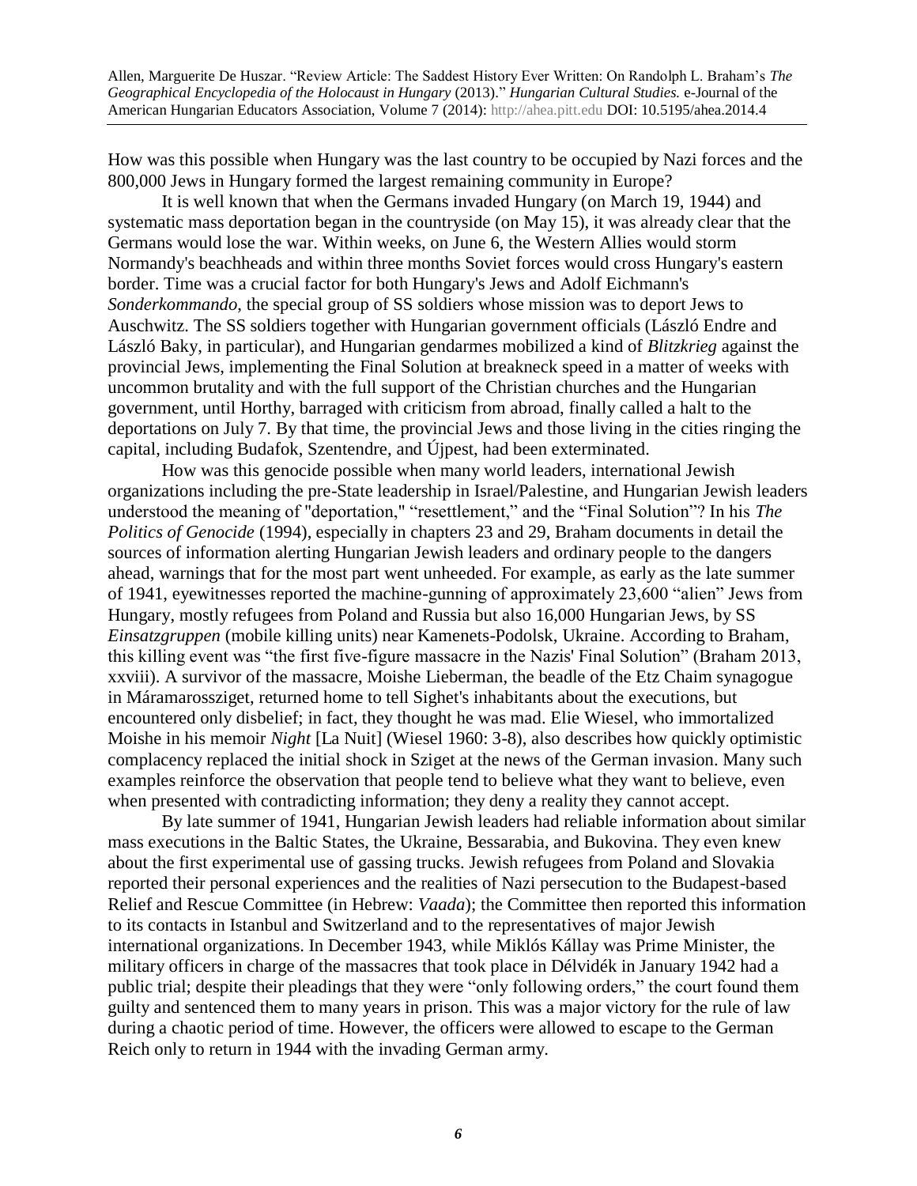How was this possible when Hungary was the last country to be occupied by Nazi forces and the 800,000 Jews in Hungary formed the largest remaining community in Europe?

It is well known that when the Germans invaded Hungary (on March 19, 1944) and systematic mass deportation began in the countryside (on May 15), it was already clear that the Germans would lose the war. Within weeks, on June 6, the Western Allies would storm Normandy's beachheads and within three months Soviet forces would cross Hungary's eastern border. Time was a crucial factor for both Hungary's Jews and Adolf Eichmann's *Sonderkommando,* the special group of SS soldiers whose mission was to deport Jews to Auschwitz. The SS soldiers together with Hungarian government officials (László Endre and László Baky, in particular), and Hungarian gendarmes mobilized a kind of *Blitzkrieg* against the provincial Jews, implementing the Final Solution at breakneck speed in a matter of weeks with uncommon brutality and with the full support of the Christian churches and the Hungarian government, until Horthy, barraged with criticism from abroad, finally called a halt to the deportations on July 7. By that time, the provincial Jews and those living in the cities ringing the capital, including Budafok, Szentendre, and Újpest, had been exterminated.

How was this genocide possible when many world leaders, international Jewish organizations including the pre-State leadership in Israel/Palestine, and Hungarian Jewish leaders understood the meaning of "deportation," "resettlement," and the "Final Solution"? In his *The Politics of Genocide* (1994), especially in chapters 23 and 29, Braham documents in detail the sources of information alerting Hungarian Jewish leaders and ordinary people to the dangers ahead, warnings that for the most part went unheeded. For example, as early as the late summer of 1941, eyewitnesses reported the machine-gunning of approximately 23,600 "alien" Jews from Hungary, mostly refugees from Poland and Russia but also 16,000 Hungarian Jews, by SS *Einsatzgruppen* (mobile killing units) near Kamenets-Podolsk, Ukraine. According to Braham, this killing event was "the first five-figure massacre in the Nazis' Final Solution" (Braham 2013, xxviii). A survivor of the massacre, Moishe Lieberman, the beadle of the Etz Chaim synagogue in Máramarossziget, returned home to tell Sighet's inhabitants about the executions, but encountered only disbelief; in fact, they thought he was mad. Elie Wiesel, who immortalized Moishe in his memoir *Night* [La Nuit] (Wiesel 1960: 3-8), also describes how quickly optimistic complacency replaced the initial shock in Sziget at the news of the German invasion. Many such examples reinforce the observation that people tend to believe what they want to believe, even when presented with contradicting information; they deny a reality they cannot accept.

By late summer of 1941, Hungarian Jewish leaders had reliable information about similar mass executions in the Baltic States, the Ukraine, Bessarabia, and Bukovina. They even knew about the first experimental use of gassing trucks. Jewish refugees from Poland and Slovakia reported their personal experiences and the realities of Nazi persecution to the Budapest-based Relief and Rescue Committee (in Hebrew: *Vaada*); the Committee then reported this information to its contacts in Istanbul and Switzerland and to the representatives of major Jewish international organizations. In December 1943, while Miklós Kállay was Prime Minister, the military officers in charge of the massacres that took place in Délvidék in January 1942 had a public trial; despite their pleadings that they were "only following orders," the court found them guilty and sentenced them to many years in prison. This was a major victory for the rule of law during a chaotic period of time. However, the officers were allowed to escape to the German Reich only to return in 1944 with the invading German army.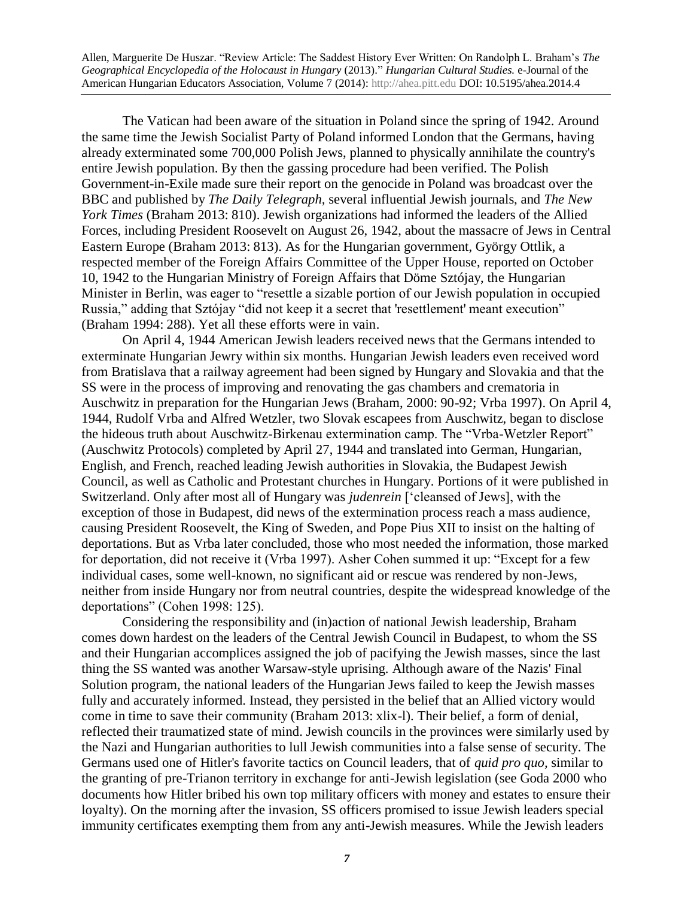The Vatican had been aware of the situation in Poland since the spring of 1942. Around the same time the Jewish Socialist Party of Poland informed London that the Germans, having already exterminated some 700,000 Polish Jews, planned to physically annihilate the country's entire Jewish population. By then the gassing procedure had been verified. The Polish Government-in-Exile made sure their report on the genocide in Poland was broadcast over the BBC and published by *The Daily Telegraph,* several influential Jewish journals, and *The New York Times* (Braham 2013: 810). Jewish organizations had informed the leaders of the Allied Forces, including President Roosevelt on August 26, 1942, about the massacre of Jews in Central Eastern Europe (Braham 2013: 813). As for the Hungarian government, György Ottlik, a respected member of the Foreign Affairs Committee of the Upper House, reported on October 10, 1942 to the Hungarian Ministry of Foreign Affairs that Döme Sztójay, the Hungarian Minister in Berlin, was eager to "resettle a sizable portion of our Jewish population in occupied Russia," adding that Sztójay "did not keep it a secret that 'resettlement' meant execution" (Braham 1994: 288). Yet all these efforts were in vain.

On April 4, 1944 American Jewish leaders received news that the Germans intended to exterminate Hungarian Jewry within six months. Hungarian Jewish leaders even received word from Bratislava that a railway agreement had been signed by Hungary and Slovakia and that the SS were in the process of improving and renovating the gas chambers and crematoria in Auschwitz in preparation for the Hungarian Jews (Braham, 2000: 90-92; Vrba 1997). On April 4, 1944, Rudolf Vrba and Alfred Wetzler, two Slovak escapees from Auschwitz, began to disclose the hideous truth about Auschwitz-Birkenau extermination camp. The "Vrba-Wetzler Report" (Auschwitz Protocols) completed by April 27, 1944 and translated into German, Hungarian, English, and French, reached leading Jewish authorities in Slovakia, the Budapest Jewish Council, as well as Catholic and Protestant churches in Hungary. Portions of it were published in Switzerland. Only after most all of Hungary was *judenrein* ['cleansed of Jews], with the exception of those in Budapest, did news of the extermination process reach a mass audience, causing President Roosevelt, the King of Sweden, and Pope Pius XII to insist on the halting of deportations. But as Vrba later concluded, those who most needed the information, those marked for deportation, did not receive it (Vrba 1997). Asher Cohen summed it up: "Except for a few individual cases, some well-known, no significant aid or rescue was rendered by non-Jews, neither from inside Hungary nor from neutral countries, despite the widespread knowledge of the deportations" (Cohen 1998: 125).

Considering the responsibility and (in)action of national Jewish leadership, Braham comes down hardest on the leaders of the Central Jewish Council in Budapest, to whom the SS and their Hungarian accomplices assigned the job of pacifying the Jewish masses, since the last thing the SS wanted was another Warsaw-style uprising. Although aware of the Nazis' Final Solution program, the national leaders of the Hungarian Jews failed to keep the Jewish masses fully and accurately informed. Instead, they persisted in the belief that an Allied victory would come in time to save their community (Braham 2013: xlix-l). Their belief, a form of denial, reflected their traumatized state of mind. Jewish councils in the provinces were similarly used by the Nazi and Hungarian authorities to lull Jewish communities into a false sense of security. The Germans used one of Hitler's favorite tactics on Council leaders, that of *quid pro quo,* similar to the granting of pre-Trianon territory in exchange for anti-Jewish legislation (see Goda 2000 who documents how Hitler bribed his own top military officers with money and estates to ensure their loyalty). On the morning after the invasion, SS officers promised to issue Jewish leaders special immunity certificates exempting them from any anti-Jewish measures. While the Jewish leaders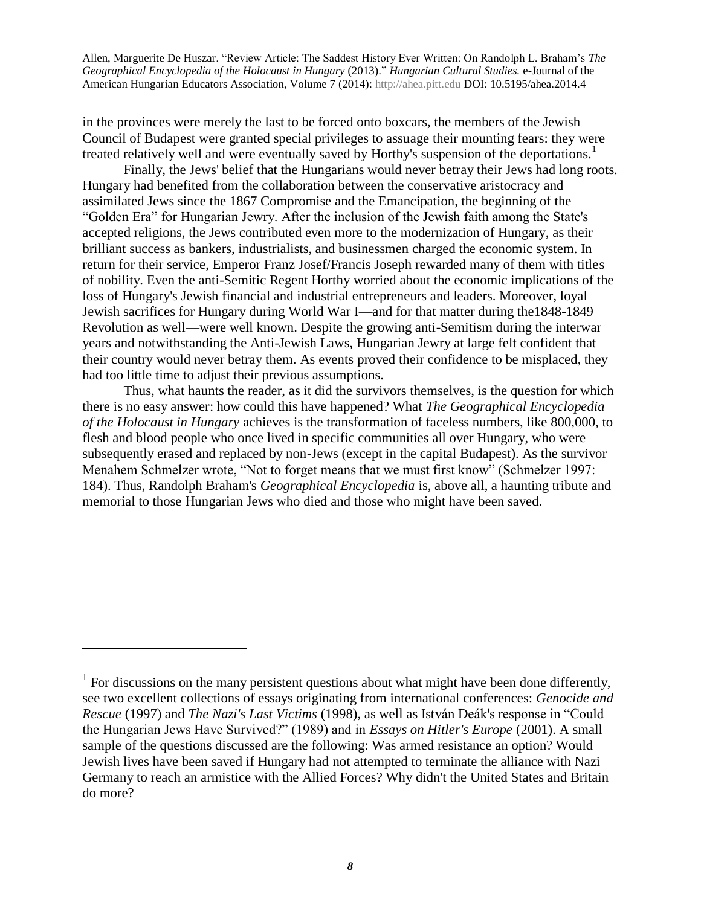in the provinces were merely the last to be forced onto boxcars, the members of the Jewish Council of Budapest were granted special privileges to assuage their mounting fears: they were treated relatively well and were eventually saved by Horthy's suspension of the deportations.[1]

Finally, the Jews' belief that the Hungarians would never betray their Jews had long roots. Hungary had benefited from the collaboration between the conservative aristocracy and assimilated Jews since the 1867 Compromise and the Emancipation, the beginning of the "Golden Era" for Hungarian Jewry. After the inclusion of the Jewish faith among the State's accepted religions, the Jews contributed even more to the modernization of Hungary, as their brilliant success as bankers, industrialists, and businessmen charged the economic system. In return for their service, Emperor Franz Josef/Francis Joseph rewarded many of them with titles of nobility. Even the anti-Semitic Regent Horthy worried about the economic implications of the loss of Hungary's Jewish financial and industrial entrepreneurs and leaders. Moreover, loyal Jewish sacrifices for Hungary during World War I—and for that matter during the1848-1849 Revolution as well—were well known. Despite the growing anti-Semitism during the interwar years and notwithstanding the Anti-Jewish Laws, Hungarian Jewry at large felt confident that their country would never betray them. As events proved their confidence to be misplaced, they had too little time to adjust their previous assumptions.

Thus, what haunts the reader, as it did the survivors themselves, is the question for which there is no easy answer: how could this have happened? What *The Geographical Encyclopedia of the Holocaust in Hungary* achieves is the transformation of faceless numbers, like 800,000, to flesh and blood people who once lived in specific communities all over Hungary, who were subsequently erased and replaced by non-Jews (except in the capital Budapest). As the survivor Menahem Schmelzer wrote, "Not to forget means that we must first know" (Schmelzer 1997: 184). Thus, Randolph Braham's *Geographical Encyclopedia* is, above all, a haunting tribute and memorial to those Hungarian Jews who died and those who might have been saved.

---

[1] For discussions on the many persistent questions about what might have been done differently, see two excellent collections of essays originating from international conferences: *Genocide and Rescue* (1997) and *The Nazi's Last Victims* (1998), as well as István Deák's response in "Could the Hungarian Jews Have Survived?" (1989) and in *Essays on Hitler's Europe* (2001). A small sample of the questions discussed are the following: Was armed resistance an option? Would Jewish lives have been saved if Hungary had not attempted to terminate the alliance with Nazi Germany to reach an armistice with the Allied Forces? Why didn't the United States and Britain do more?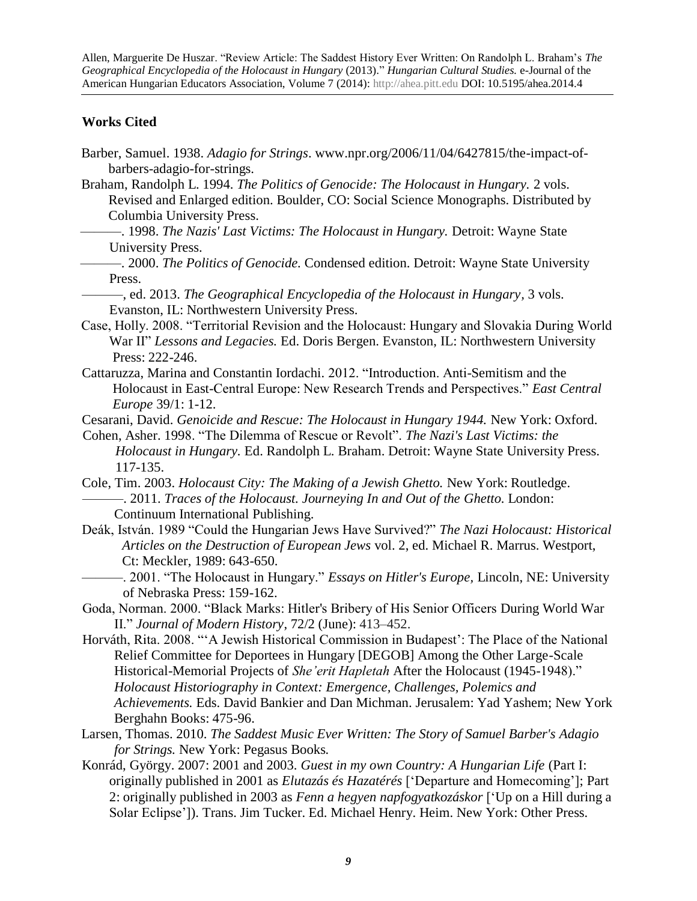## Works Cited

Barber, Samuel. 1938. *Adagio for Strings*. www.npr.org/2006/11/04/6427815/the-impact-of-barbers-adagio-for-strings.

Braham, Randolph L. 1994. *The Politics of Genocide: The Holocaust in Hungary.* 2 vols. Revised and Enlarged edition. Boulder, CO: Social Science Monographs. Distributed by Columbia University Press.

———. 1998. *The Nazis' Last Victims: The Holocaust in Hungary.* Detroit: Wayne State University Press.

———. 2000. *The Politics of Genocide.* Condensed edition. Detroit: Wayne State University Press.

———, ed. 2013. *The Geographical Encyclopedia of the Holocaust in Hungary*, 3 vols. Evanston, IL: Northwestern University Press.

Case, Holly. 2008. "Territorial Revision and the Holocaust: Hungary and Slovakia During World War II" *Lessons and Legacies.* Ed. Doris Bergen. Evanston, IL: Northwestern University Press: 222-246.

Cattaruzza, Marina and Constantin Iordachi. 2012. "Introduction. Anti-Semitism and the Holocaust in East-Central Europe: New Research Trends and Perspectives." *East Central Europe* 39/1: 1-12.

Cesarani, David. *Genoicide and Rescue: The Holocaust in Hungary 1944.* New York: Oxford.

Cohen, Asher. 1998. "The Dilemma of Rescue or Revolt". *The Nazi's Last Victims: the Holocaust in Hungary.* Ed. Randolph L. Braham. Detroit: Wayne State University Press. 117-135.

Cole, Tim. 2003. *Holocaust City: The Making of a Jewish Ghetto.* New York: Routledge.

———. 2011. *Traces of the Holocaust. Journeying In and Out of the Ghetto.* London: Continuum International Publishing.

Deák, István. 1989 "Could the Hungarian Jews Have Survived?" *The Nazi Holocaust: Historical Articles on the Destruction of European Jews* vol. 2, ed. Michael R. Marrus. Westport, Ct: Meckler, 1989: 643-650.

———. 2001. "The Holocaust in Hungary." *Essays on Hitler's Europe*, Lincoln, NE: University of Nebraska Press: 159-162.

Goda, Norman. 2000. "Black Marks: Hitler's Bribery of His Senior Officers During World War II." *Journal of Modern History*, 72/2 (June): 413–452.

Horváth, Rita. 2008. "'A Jewish Historical Commission in Budapest': The Place of the National Relief Committee for Deportees in Hungary [DEGOB] Among the Other Large-Scale Historical-Memorial Projects of *She'erit Hapletah* After the Holocaust (1945-1948)." *Holocaust Historiography in Context: Emergence, Challenges, Polemics and Achievements.* Eds. David Bankier and Dan Michman. Jerusalem: Yad Yashem; New York Berghahn Books: 475-96.

Larsen, Thomas. 2010. *The Saddest Music Ever Written: The Story of Samuel Barber's Adagio for Strings.* New York: Pegasus Books.

Konrád, György. 2007: 2001 and 2003. *Guest in my own Country: A Hungarian Life* (Part I: originally published in 2001 as *Elutazás és Hazatérés* ['Departure and Homecoming']; Part 2: originally published in 2003 as *Fenn a hegyen napfogyatkozáskor* ['Up on a Hill during a Solar Eclipse']). Trans. Jim Tucker. Ed. Michael Henry. Heim. New York: Other Press.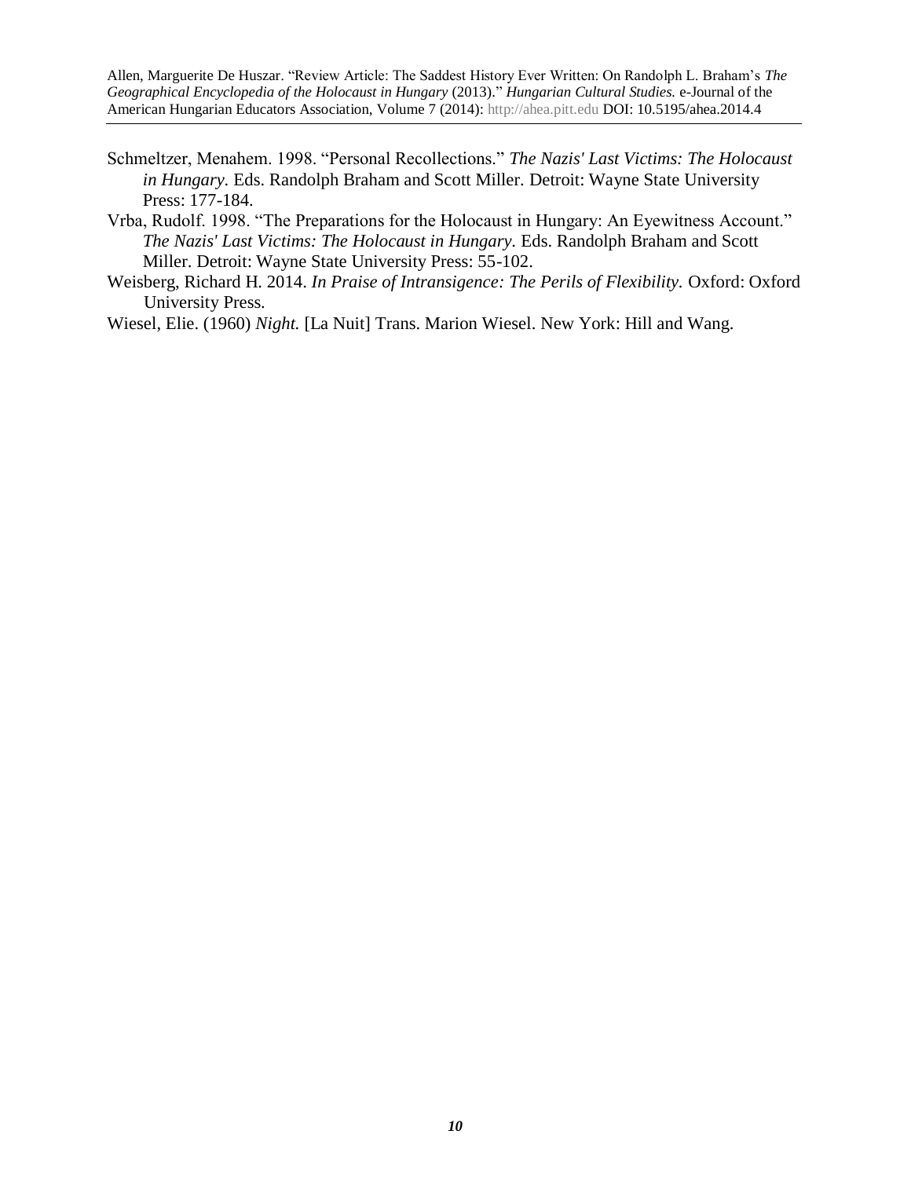Schmeltzer, Menahem. 1998. “Personal Recollections.” *The Nazis' Last Victims: The Holocaust in Hungary*. Eds. Randolph Braham and Scott Miller. Detroit: Wayne State University Press: 177-184.

Vrba, Rudolf. 1998. “The Preparations for the Holocaust in Hungary: An Eyewitness Account.” *The Nazis' Last Victims: The Holocaust in Hungary*. Eds. Randolph Braham and Scott Miller. Detroit: Wayne State University Press: 55-102.

Weisberg, Richard H. 2014. *In Praise of Intransigence: The Perils of Flexibility.* Oxford: Oxford University Press.

Wiesel, Elie. (1960) *Night.* [La Nuit] Trans. Marion Wiesel. New York: Hill and Wang.